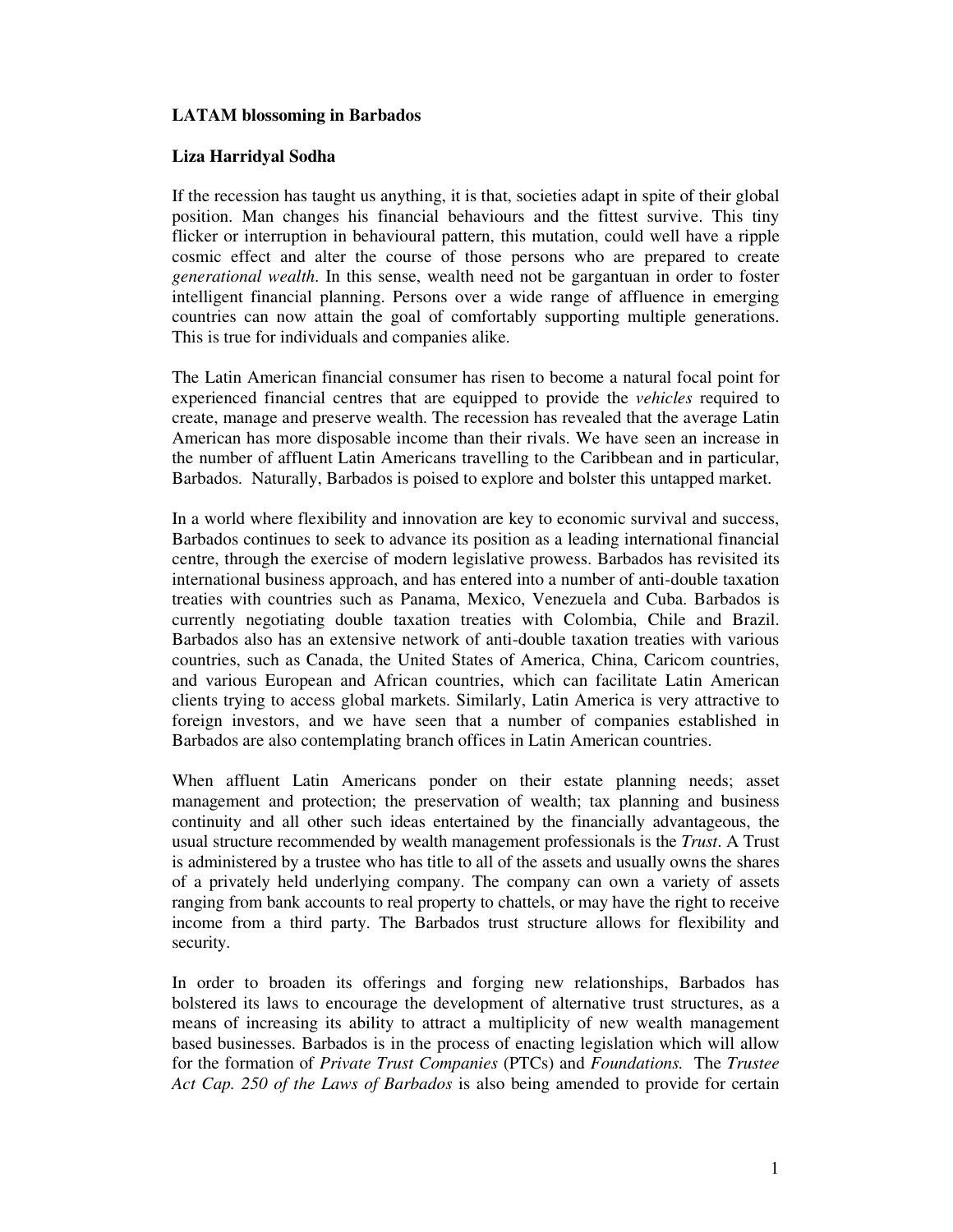**LATAM blossoming in Barbados**

**Liza Harridyal Sodha**

If the recession has taught us anything, it is that, societies adapt in spite of their global position. Man changes his financial behaviours and the fittest survive. This tiny flicker or interruption in behavioural pattern, this mutation, could well have a ripple cosmic effect and alter the course of those persons who are prepared to create *generational wealth*. In this sense, wealth need not be gargantuan in order to foster intelligent financial planning. Persons over a wide range of affluence in emerging countries can now attain the goal of comfortably supporting multiple generations. This is true for individuals and companies alike.

The Latin American financial consumer has risen to become a natural focal point for experienced financial centres that are equipped to provide the *vehicles* required to create, manage and preserve wealth. The recession has revealed that the average Latin American has more disposable income than their rivals. We have seen an increase in the number of affluent Latin Americans travelling to the Caribbean and in particular, Barbados. Naturally, Barbados is poised to explore and bolster this untapped market.

In a world where flexibility and innovation are key to economic survival and success, Barbados continues to seek to advance its position as a leading international financial centre, through the exercise of modern legislative prowess. Barbados has revisited its international business approach, and has entered into a number of anti-double taxation treaties with countries such as Panama, Mexico, Venezuela and Cuba. Barbados is currently negotiating double taxation treaties with Colombia, Chile and Brazil. Barbados also has an extensive network of anti-double taxation treaties with various countries, such as Canada, the United States of America, China, Caricom countries, and various European and African countries, which can facilitate Latin American clients trying to access global markets. Similarly, Latin America is very attractive to foreign investors, and we have seen that a number of companies established in Barbados are also contemplating branch offices in Latin American countries.

When affluent Latin Americans ponder on their estate planning needs; asset management and protection; the preservation of wealth; tax planning and business continuity and all other such ideas entertained by the financially advantageous, the usual structure recommended by wealth management professionals is the *Trust*. A Trust is administered by a trustee who has title to all of the assets and usually owns the shares of a privately held underlying company. The company can own a variety of assets ranging from bank accounts to real property to chattels, or may have the right to receive income from a third party. The Barbados trust structure allows for flexibility and security.

In order to broaden its offerings and forging new relationships, Barbados has bolstered its laws to encourage the development of alternative trust structures, as a means of increasing its ability to attract a multiplicity of new wealth management based businesses. Barbados is in the process of enacting legislation which will allow for the formation of *Private Trust Companies* (PTCs) and *Foundations.* The *Trustee Act Cap. 250 of the Laws of Barbados* is also being amended to provide for certain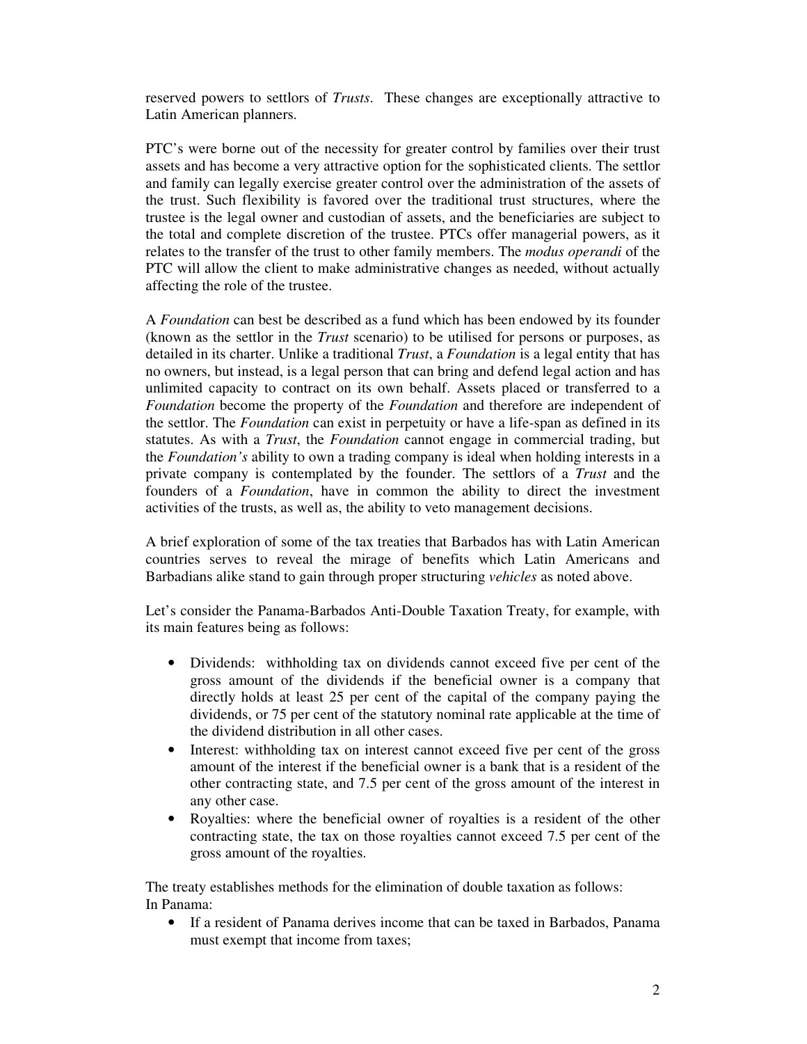reserved powers to settlors of *Trusts*. These changes are exceptionally attractive to Latin American planners.

PTC's were borne out of the necessity for greater control by families over their trust assets and has become a very attractive option for the sophisticated clients. The settlor and family can legally exercise greater control over the administration of the assets of the trust. Such flexibility is favored over the traditional trust structures, where the trustee is the legal owner and custodian of assets, and the beneficiaries are subject to the total and complete discretion of the trustee. PTCs offer managerial powers, as it relates to the transfer of the trust to other family members. The *modus operandi* of the PTC will allow the client to make administrative changes as needed, without actually affecting the role of the trustee.

A *Foundation* can best be described as a fund which has been endowed by its founder (known as the settlor in the *Trust* scenario) to be utilised for persons or purposes, as detailed in its charter. Unlike a traditional *Trust*, a *Foundation* is a legal entity that has no owners, but instead, is a legal person that can bring and defend legal action and has unlimited capacity to contract on its own behalf. Assets placed or transferred to a *Foundation* become the property of the *Foundation* and therefore are independent of the settlor. The *Foundation* can exist in perpetuity or have a life-span as defined in its statutes. As with a *Trust*, the *Foundation* cannot engage in commercial trading, but the *Foundation's* ability to own a trading company is ideal when holding interests in a private company is contemplated by the founder. The settlors of a *Trust* and the founders of a *Foundation*, have in common the ability to direct the investment activities of the trusts, as well as, the ability to veto management decisions.

A brief exploration of some of the tax treaties that Barbados has with Latin American countries serves to reveal the mirage of benefits which Latin Americans and Barbadians alike stand to gain through proper structuring *vehicles* as noted above.

Let's consider the Panama-Barbados Anti-Double Taxation Treaty, for example, with its main features being as follows:

- Dividends: withholding tax on dividends cannot exceed five per cent of the gross amount of the dividends if the beneficial owner is a company that directly holds at least 25 per cent of the capital of the company paying the dividends, or 75 per cent of the statutory nominal rate applicable at the time of the dividend distribution in all other cases.
- Interest: withholding tax on interest cannot exceed five per cent of the gross amount of the interest if the beneficial owner is a bank that is a resident of the other contracting state, and 7.5 per cent of the gross amount of the interest in any other case.
- Royalties: where the beneficial owner of royalties is a resident of the other contracting state, the tax on those royalties cannot exceed 7.5 per cent of the gross amount of the royalties.

The treaty establishes methods for the elimination of double taxation as follows:
In Panama:

- If a resident of Panama derives income that can be taxed in Barbados, Panama must exempt that income from taxes;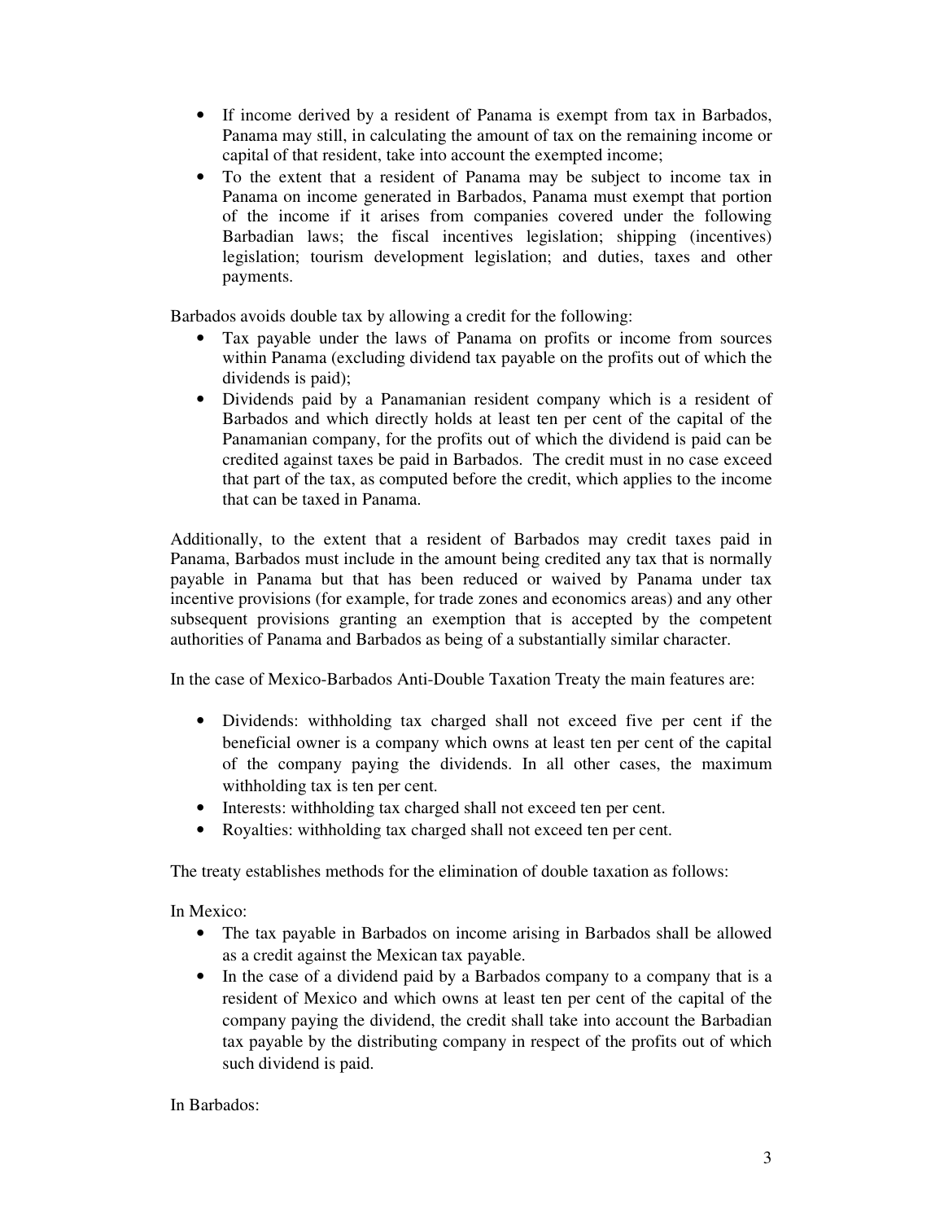- If income derived by a resident of Panama is exempt from tax in Barbados, Panama may still, in calculating the amount of tax on the remaining income or capital of that resident, take into account the exempted income;
- To the extent that a resident of Panama may be subject to income tax in Panama on income generated in Barbados, Panama must exempt that portion of the income if it arises from companies covered under the following Barbadian laws; the fiscal incentives legislation; shipping (incentives) legislation; tourism development legislation; and duties, taxes and other payments.

Barbados avoids double tax by allowing a credit for the following:

- Tax payable under the laws of Panama on profits or income from sources within Panama (excluding dividend tax payable on the profits out of which the dividends is paid);
- Dividends paid by a Panamanian resident company which is a resident of Barbados and which directly holds at least ten per cent of the capital of the Panamanian company, for the profits out of which the dividend is paid can be credited against taxes be paid in Barbados. The credit must in no case exceed that part of the tax, as computed before the credit, which applies to the income that can be taxed in Panama.

Additionally, to the extent that a resident of Barbados may credit taxes paid in Panama, Barbados must include in the amount being credited any tax that is normally payable in Panama but that has been reduced or waived by Panama under tax incentive provisions (for example, for trade zones and economics areas) and any other subsequent provisions granting an exemption that is accepted by the competent authorities of Panama and Barbados as being of a substantially similar character.

In the case of Mexico-Barbados Anti-Double Taxation Treaty the main features are:

- Dividends: withholding tax charged shall not exceed five per cent if the beneficial owner is a company which owns at least ten per cent of the capital of the company paying the dividends. In all other cases, the maximum withholding tax is ten per cent.
- Interests: withholding tax charged shall not exceed ten per cent.
- Royalties: withholding tax charged shall not exceed ten per cent.

The treaty establishes methods for the elimination of double taxation as follows:

In Mexico:

- The tax payable in Barbados on income arising in Barbados shall be allowed as a credit against the Mexican tax payable.
- In the case of a dividend paid by a Barbados company to a company that is a resident of Mexico and which owns at least ten per cent of the capital of the company paying the dividend, the credit shall take into account the Barbadian tax payable by the distributing company in respect of the profits out of which such dividend is paid.

In Barbados: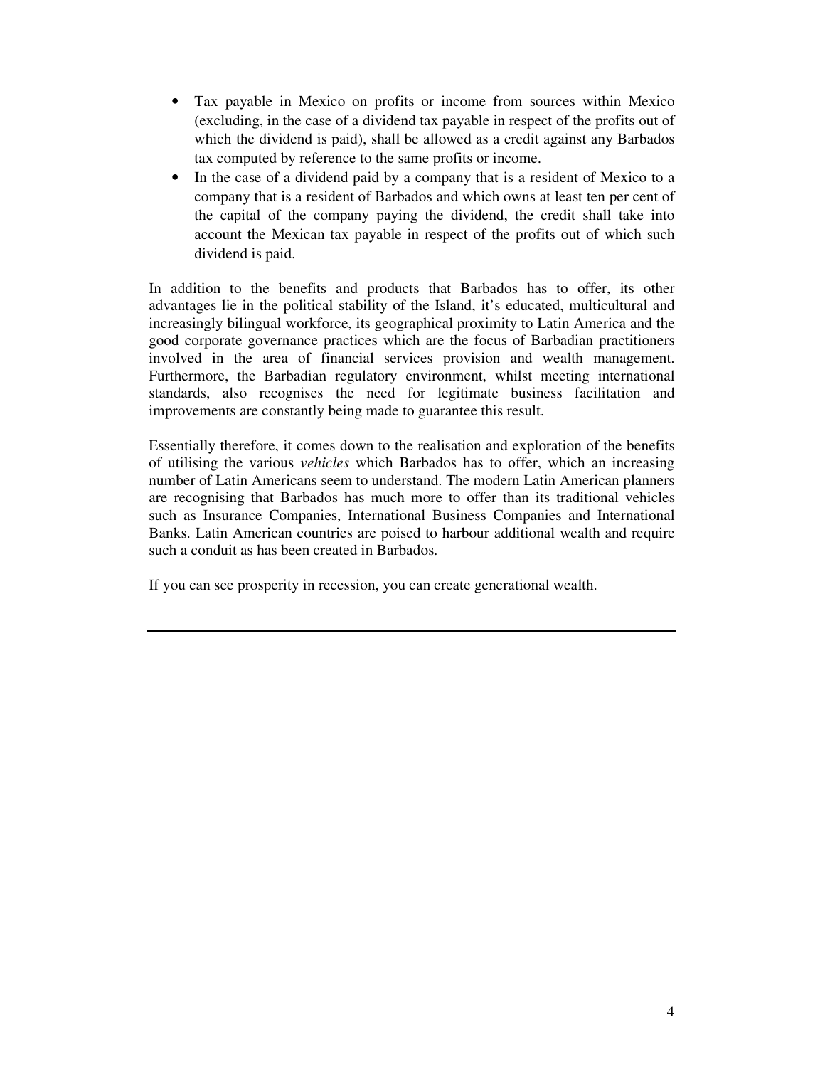- Tax payable in Mexico on profits or income from sources within Mexico (excluding, in the case of a dividend tax payable in respect of the profits out of which the dividend is paid), shall be allowed as a credit against any Barbados tax computed by reference to the same profits or income.
- In the case of a dividend paid by a company that is a resident of Mexico to a company that is a resident of Barbados and which owns at least ten per cent of the capital of the company paying the dividend, the credit shall take into account the Mexican tax payable in respect of the profits out of which such dividend is paid.

In addition to the benefits and products that Barbados has to offer, its other advantages lie in the political stability of the Island, it's educated, multicultural and increasingly bilingual workforce, its geographical proximity to Latin America and the good corporate governance practices which are the focus of Barbadian practitioners involved in the area of financial services provision and wealth management. Furthermore, the Barbadian regulatory environment, whilst meeting international standards, also recognises the need for legitimate business facilitation and improvements are constantly being made to guarantee this result.

Essentially therefore, it comes down to the realisation and exploration of the benefits of utilising the various *vehicles* which Barbados has to offer, which an increasing number of Latin Americans seem to understand. The modern Latin American planners are recognising that Barbados has much more to offer than its traditional vehicles such as Insurance Companies, International Business Companies and International Banks. Latin American countries are poised to harbour additional wealth and require such a conduit as has been created in Barbados.

If you can see prosperity in recession, you can create generational wealth.

---